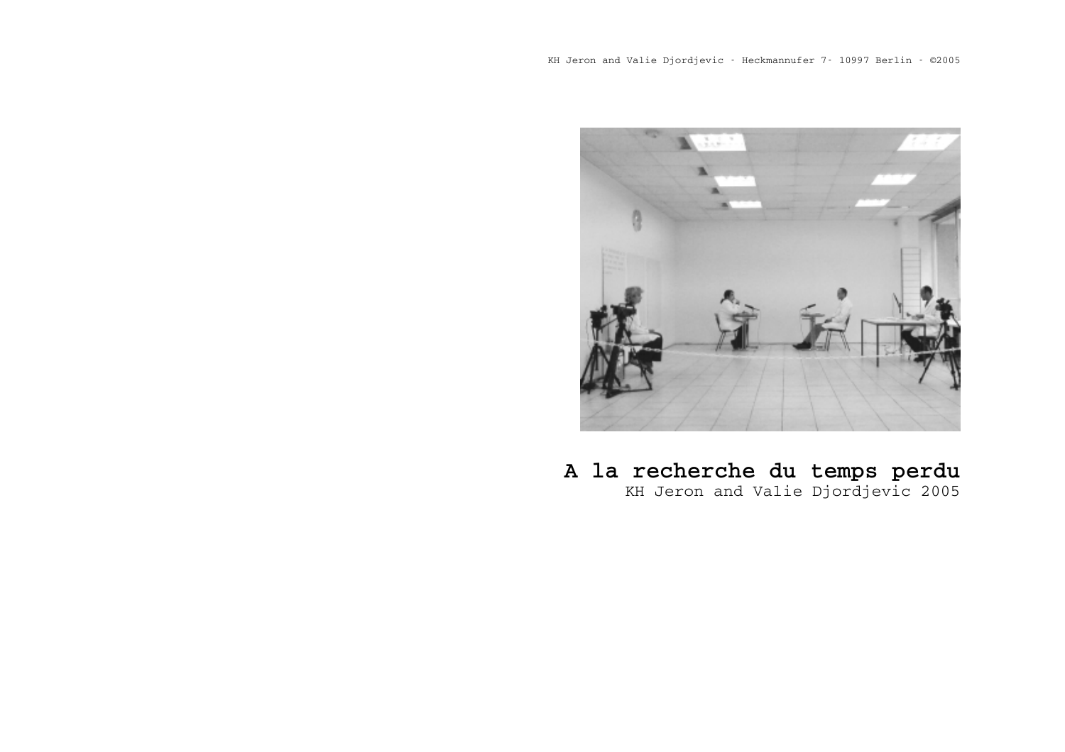KH Jeron and Valie Djordjevic - Heckmannufer 7- 10997 Berlin - ©2005

# A la recherche du temps perdu

KH Jeron and Valie Djordjevic 2005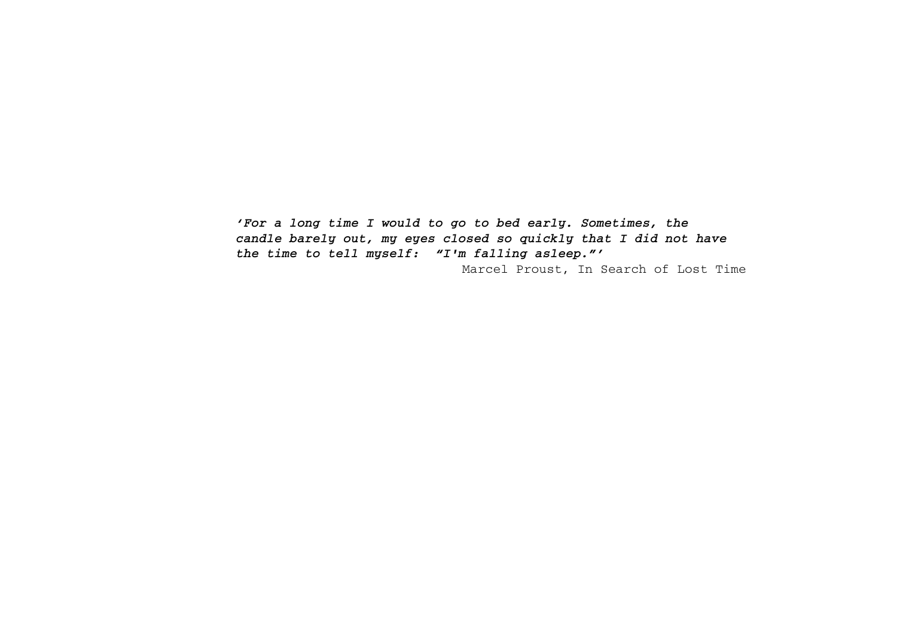*‘For a long time I would to go to bed early. Sometimes, the candle barely out, my eyes closed so quickly that I did not have the time to tell myself:  “I'm falling asleep.”’*

Marcel Proust, In Search of Lost Time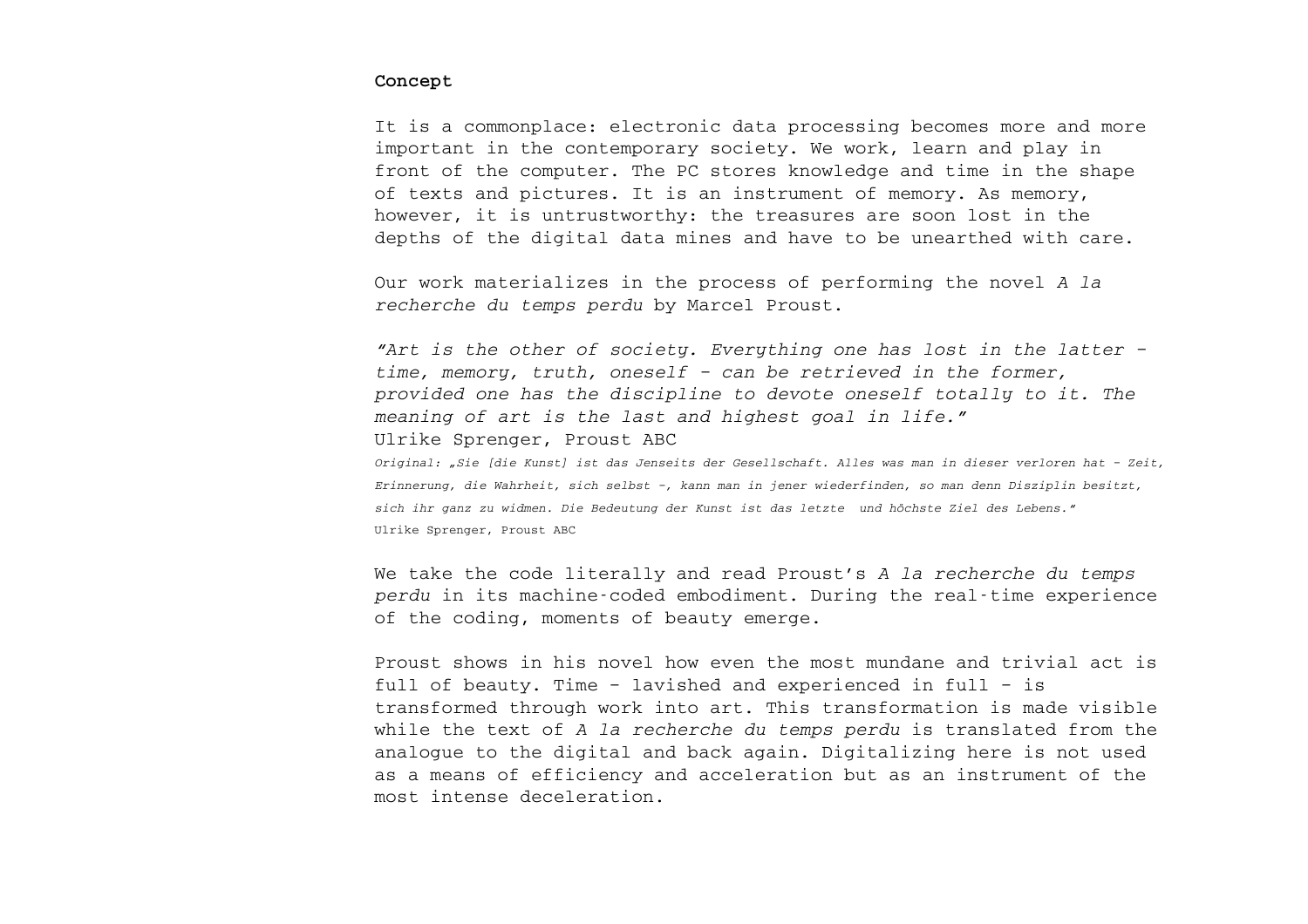**Concept**

It is a commonplace: electronic data processing becomes more and more important in the contemporary society. We work, learn and play in front of the computer. The PC stores knowledge and time in the shape of texts and pictures. It is an instrument of memory. As memory, however, it is untrustworthy: the treasures are soon lost in the depths of the digital data mines and have to be unearthed with care.

Our work materializes in the process of performing the novel *A la recherche du temps perdu* by Marcel Proust.

*"Art is the other of society. Everything one has lost in the latter – time, memory, truth, oneself – can be retrieved in the former, provided one has the discipline to devote oneself totally to it. The meaning of art is the last and highest goal in life."*
Ulrike Sprenger, Proust ABC

*Original: „Sie [die Kunst] ist das Jenseits der Gesellschaft. Alles was man in dieser verloren hat – Zeit, Erinnerung, die Wahrheit, sich selbst –, kann man in jener wiederfinden, so man denn Disziplin besitzt, sich ihr ganz zu widmen. Die Bedeutung der Kunst ist das letzte und höchste Ziel des Lebens."*
Ulrike Sprenger, Proust ABC

We take the code literally and read Proust's *A la recherche du temps perdu* in its machine-coded embodiment. During the real-time experience of the coding, moments of beauty emerge.

Proust shows in his novel how even the most mundane and trivial act is full of beauty. Time – lavished and experienced in full – is transformed through work into art. This transformation is made visible while the text of *A la recherche du temps perdu* is translated from the analogue to the digital and back again. Digitalizing here is not used as a means of efficiency and acceleration but as an instrument of the most intense deceleration.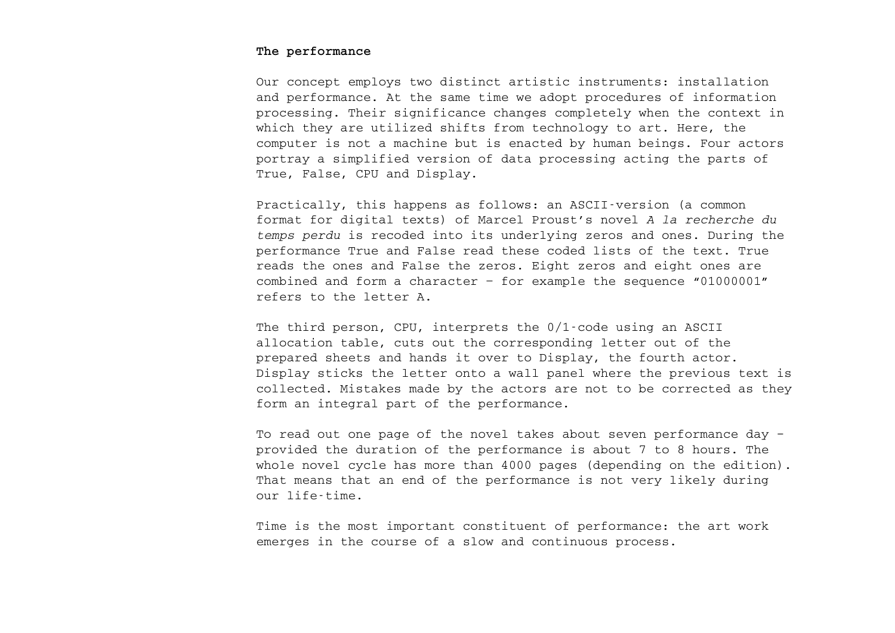**The performance**

Our concept employs two distinct artistic instruments: installation and performance. At the same time we adopt procedures of information processing. Their significance changes completely when the context in which they are utilized shifts from technology to art. Here, the computer is not a machine but is enacted by human beings. Four actors portray a simplified version of data processing acting the parts of True, False, CPU and Display.

Practically, this happens as follows: an ASCII-version (a common format for digital texts) of Marcel Proust's novel *A la recherche du temps perdu* is recoded into its underlying zeros and ones. During the performance True and False read these coded lists of the text. True reads the ones and False the zeros. Eight zeros and eight ones are combined and form a character – for example the sequence "01000001" refers to the letter A.

The third person, CPU, interprets the 0/1-code using an ASCII allocation table, cuts out the corresponding letter out of the prepared sheets and hands it over to Display, the fourth actor. Display sticks the letter onto a wall panel where the previous text is collected. Mistakes made by the actors are not to be corrected as they form an integral part of the performance.

To read out one page of the novel takes about seven performance day – provided the duration of the performance is about 7 to 8 hours. The whole novel cycle has more than 4000 pages (depending on the edition). That means that an end of the performance is not very likely during our life-time.

Time is the most important constituent of performance: the art work emerges in the course of a slow and continuous process.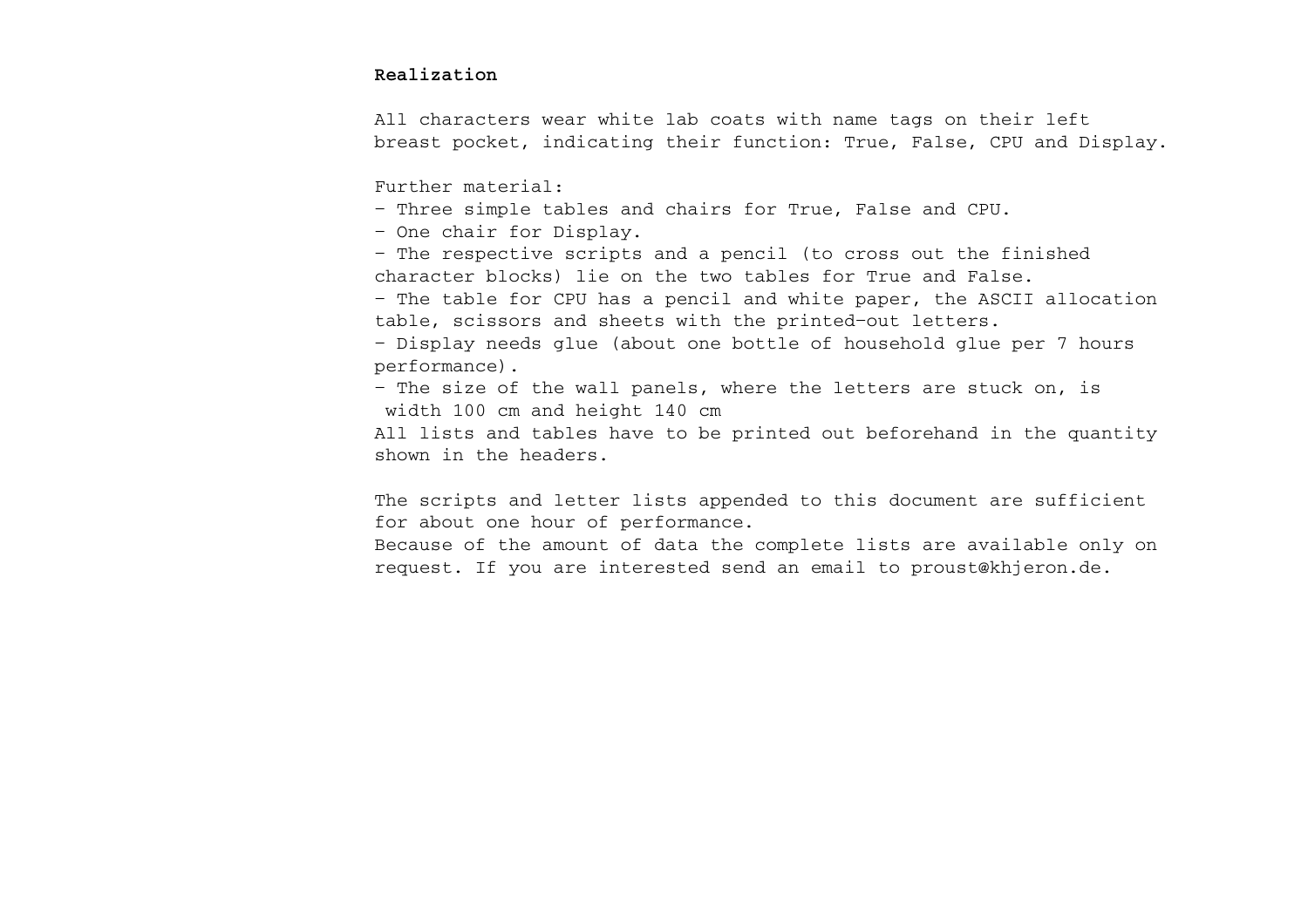**Realization**

All characters wear white lab coats with name tags on their left breast pocket, indicating their function: True, False, CPU and Display.

Further material:

- Three simple tables and chairs for True, False and CPU.
- One chair for Display.
- The respective scripts and a pencil (to cross out the finished character blocks) lie on the two tables for True and False.
- The table for CPU has a pencil and white paper, the ASCII allocation table, scissors and sheets with the printed-out letters.
- Display needs glue (about one bottle of household glue per 7 hours performance).
- The size of the wall panels, where the letters are stuck on, is width 100 cm and height 140 cm

All lists and tables have to be printed out beforehand in the quantity shown in the headers.

The scripts and letter lists appended to this document are sufficient for about one hour of performance.
Because of the amount of data the complete lists are available only on request. If you are interested send an email to proust@khjeron.de.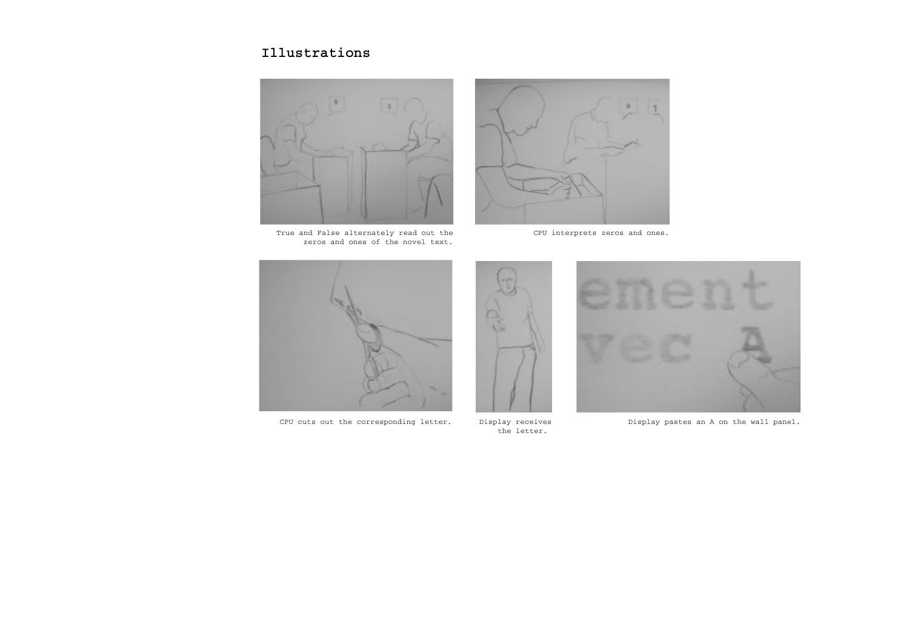# Illustrations

True and False alternately read out the zeros and ones of the novel text.

CPU interprets zeros and ones.

CPU cuts out the corresponding letter.

Display receives the letter.

Display pastes an A on the wall panel.